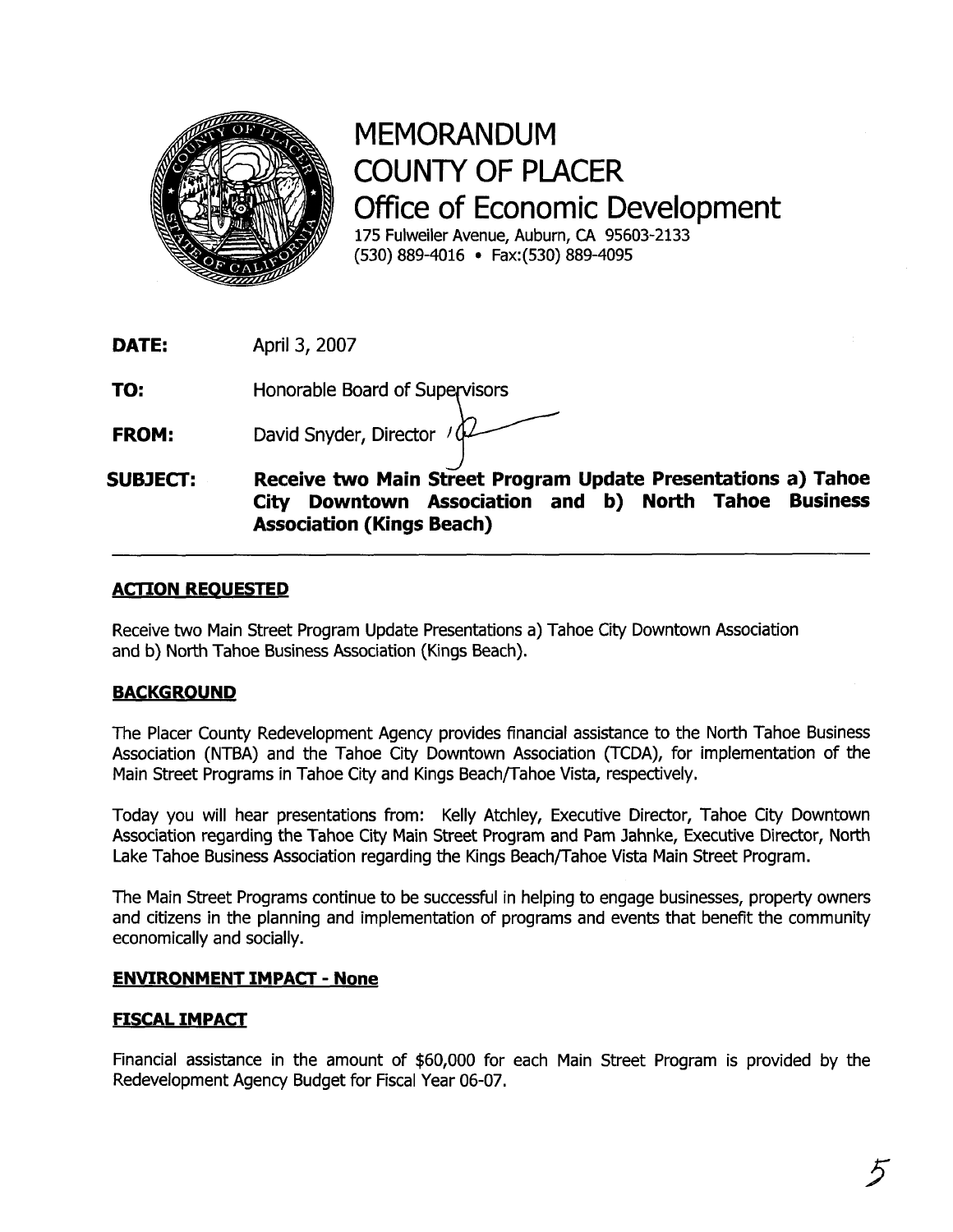# MEMORANDUM
# COUNTY OF PLACER
## Office of Economic Development

175 Fulweiler Avenue, Auburn, CA 95603-2133
(530) 889-4016 • Fax:(530) 889-4095

**DATE:** April 3, 2007

**TO:** Honorable Board of Supervisors

**FROM:** David Snyder, Director

**SUBJECT:** **Receive two Main Street Program Update Presentations a) Tahoe City Downtown Association and b) North Tahoe Business Association (Kings Beach)**

---

### ACTION REQUESTED

Receive two Main Street Program Update Presentations a) Tahoe City Downtown Association and b) North Tahoe Business Association (Kings Beach).

### BACKGROUND

The Placer County Redevelopment Agency provides financial assistance to the North Tahoe Business Association (NTBA) and the Tahoe City Downtown Association (TCDA), for implementation of the Main Street Programs in Tahoe City and Kings Beach/Tahoe Vista, respectively.

Today you will hear presentations from: Kelly Atchley, Executive Director, Tahoe City Downtown Association regarding the Tahoe City Main Street Program and Pam Jahnke, Executive Director, North Lake Tahoe Business Association regarding the Kings Beach/Tahoe Vista Main Street Program.

The Main Street Programs continue to be successful in helping to engage businesses, property owners and citizens in the planning and implementation of programs and events that benefit the community economically and socially.

### ENVIRONMENT IMPACT - None

### FISCAL IMPACT

Financial assistance in the amount of $60,000 for each Main Street Program is provided by the Redevelopment Agency Budget for Fiscal Year 06-07.